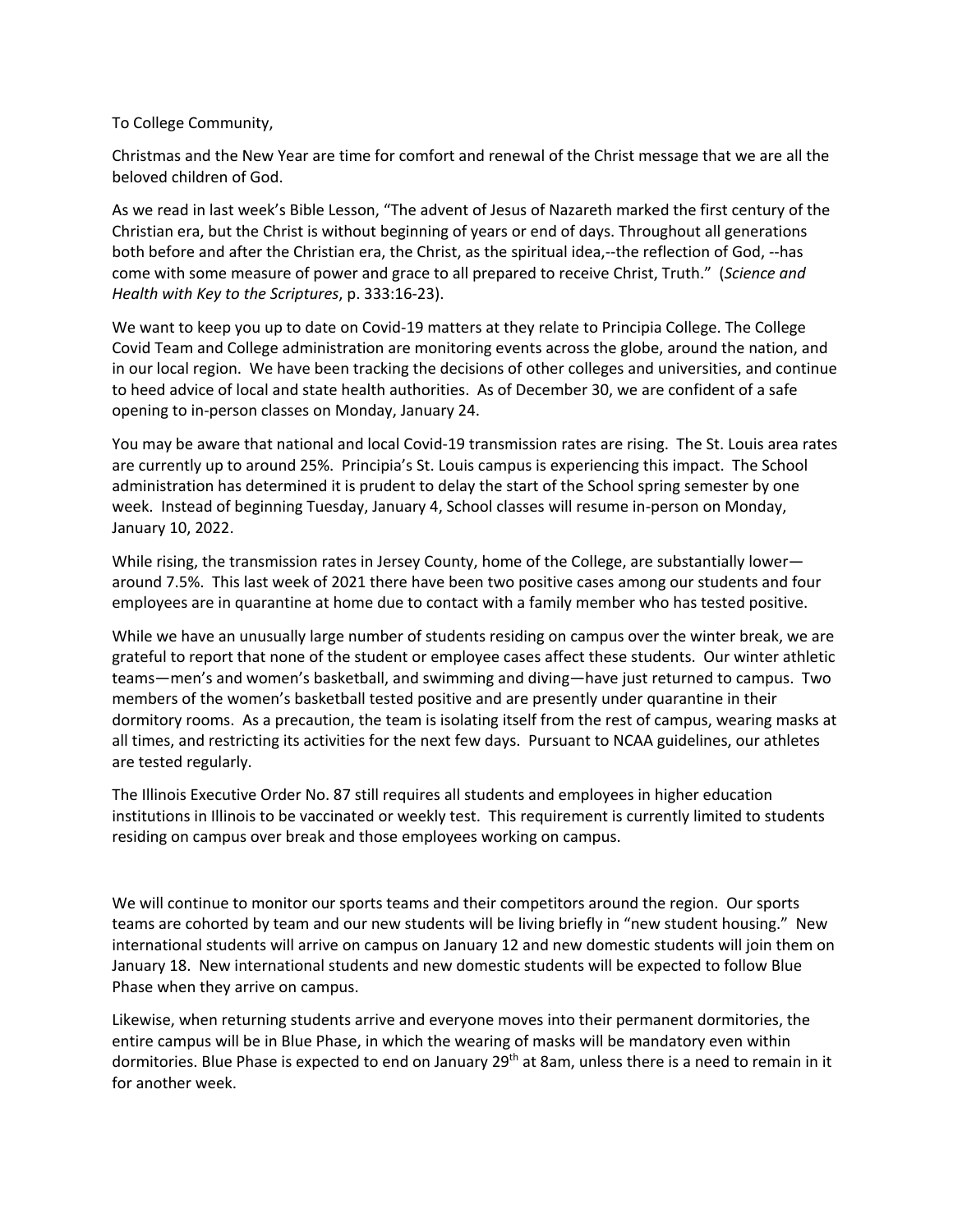To College Community,

Christmas and the New Year are time for comfort and renewal of the Christ message that we are all the beloved children of God.

As we read in last week's Bible Lesson, "The advent of Jesus of Nazareth marked the first century of the Christian era, but the Christ is without beginning of years or end of days. Throughout all generations both before and after the Christian era, the Christ, as the spiritual idea,--the reflection of God, --has come with some measure of power and grace to all prepared to receive Christ, Truth." (*Science and Health with Key to the Scriptures*, p. 333:16-23).

We want to keep you up to date on Covid-19 matters at they relate to Principia College. The College Covid Team and College administration are monitoring events across the globe, around the nation, and in our local region. We have been tracking the decisions of other colleges and universities, and continue to heed advice of local and state health authorities. As of December 30, we are confident of a safe opening to in-person classes on Monday, January 24.

You may be aware that national and local Covid-19 transmission rates are rising. The St. Louis area rates are currently up to around 25%. Principia's St. Louis campus is experiencing this impact. The School administration has determined it is prudent to delay the start of the School spring semester by one week. Instead of beginning Tuesday, January 4, School classes will resume in-person on Monday, January 10, 2022.

While rising, the transmission rates in Jersey County, home of the College, are substantially lower—around 7.5%. This last week of 2021 there have been two positive cases among our students and four employees are in quarantine at home due to contact with a family member who has tested positive.

While we have an unusually large number of students residing on campus over the winter break, we are grateful to report that none of the student or employee cases affect these students. Our winter athletic teams—men's and women's basketball, and swimming and diving—have just returned to campus. Two members of the women's basketball tested positive and are presently under quarantine in their dormitory rooms. As a precaution, the team is isolating itself from the rest of campus, wearing masks at all times, and restricting its activities for the next few days. Pursuant to NCAA guidelines, our athletes are tested regularly.

The Illinois Executive Order No. 87 still requires all students and employees in higher education institutions in Illinois to be vaccinated or weekly test. This requirement is currently limited to students residing on campus over break and those employees working on campus.

We will continue to monitor our sports teams and their competitors around the region. Our sports teams are cohorted by team and our new students will be living briefly in "new student housing." New international students will arrive on campus on January 12 and new domestic students will join them on January 18. New international students and new domestic students will be expected to follow Blue Phase when they arrive on campus.

Likewise, when returning students arrive and everyone moves into their permanent dormitories, the entire campus will be in Blue Phase, in which the wearing of masks will be mandatory even within dormitories. Blue Phase is expected to end on January 29th at 8am, unless there is a need to remain in it for another week.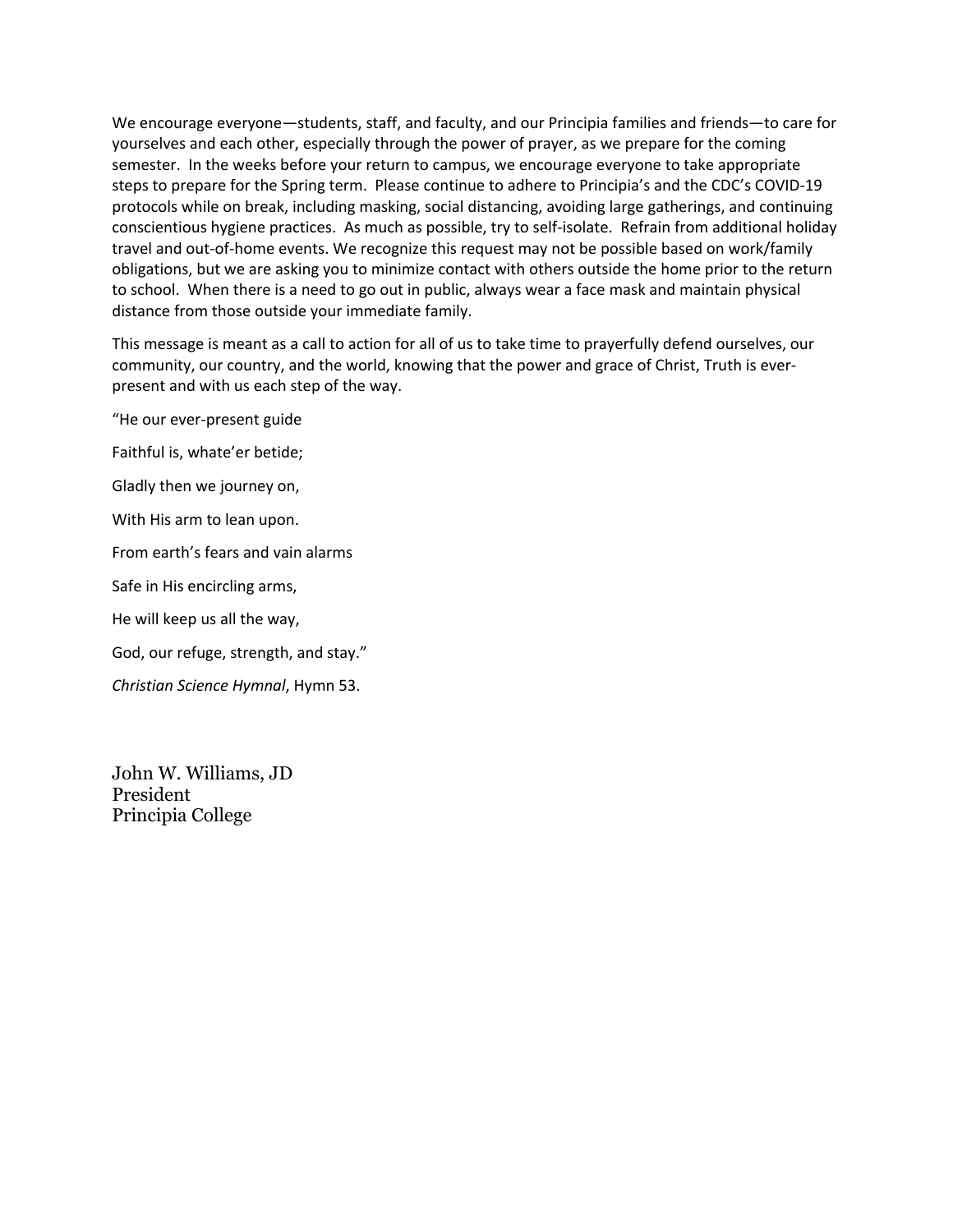We encourage everyone—students, staff, and faculty, and our Principia families and friends—to care for yourselves and each other, especially through the power of prayer, as we prepare for the coming semester. In the weeks before your return to campus, we encourage everyone to take appropriate steps to prepare for the Spring term. Please continue to adhere to Principia's and the CDC's COVID-19 protocols while on break, including masking, social distancing, avoiding large gatherings, and continuing conscientious hygiene practices. As much as possible, try to self-isolate. Refrain from additional holiday travel and out-of-home events. We recognize this request may not be possible based on work/family obligations, but we are asking you to minimize contact with others outside the home prior to the return to school. When there is a need to go out in public, always wear a face mask and maintain physical distance from those outside your immediate family.

This message is meant as a call to action for all of us to take time to prayerfully defend ourselves, our community, our country, and the world, knowing that the power and grace of Christ, Truth is ever-present and with us each step of the way.

"He our ever-present guide

Faithful is, whate'er betide;

Gladly then we journey on,

With His arm to lean upon.

From earth's fears and vain alarms

Safe in His encircling arms,

He will keep us all the way,

God, our refuge, strength, and stay."

*Christian Science Hymnal*, Hymn 53.

John W. Williams, JD
President
Principia College